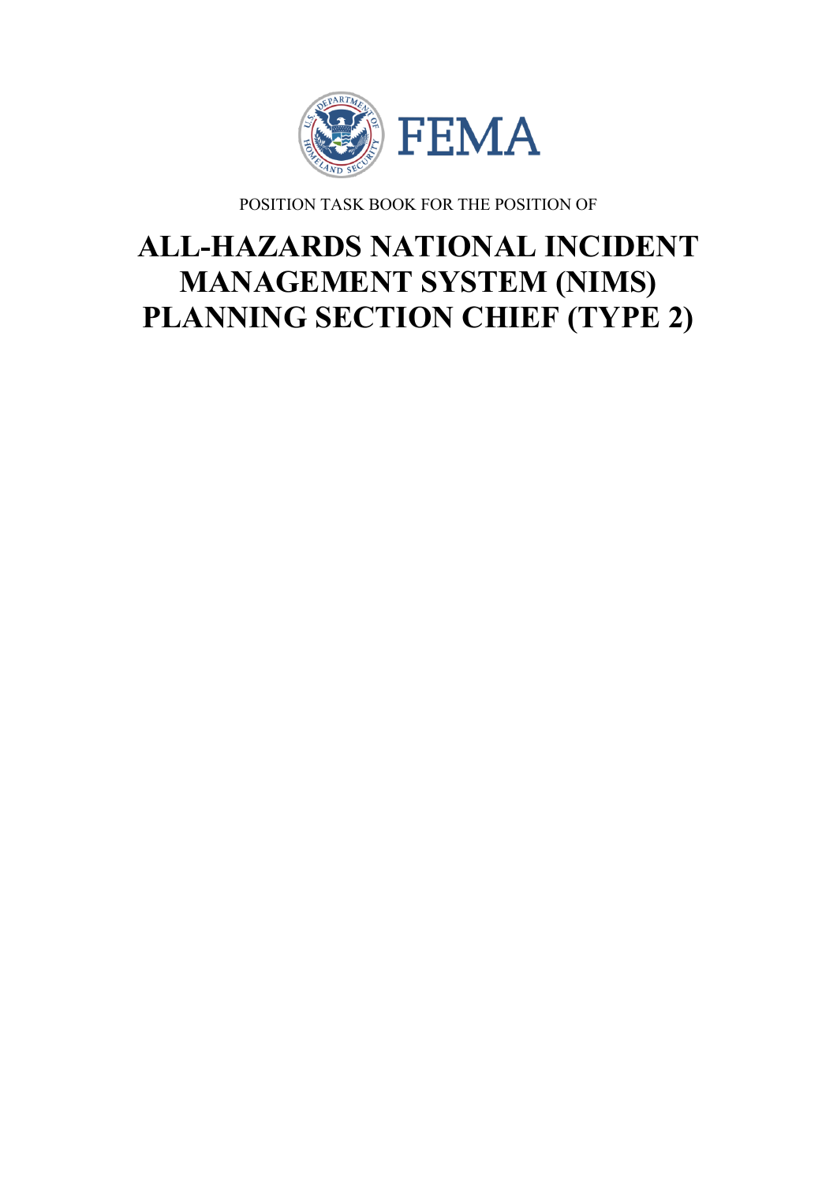FEMA

POSITION TASK BOOK FOR THE POSITION OF

# ALL-HAZARDS NATIONAL INCIDENT MANAGEMENT SYSTEM (NIMS) PLANNING SECTION CHIEF (TYPE 2)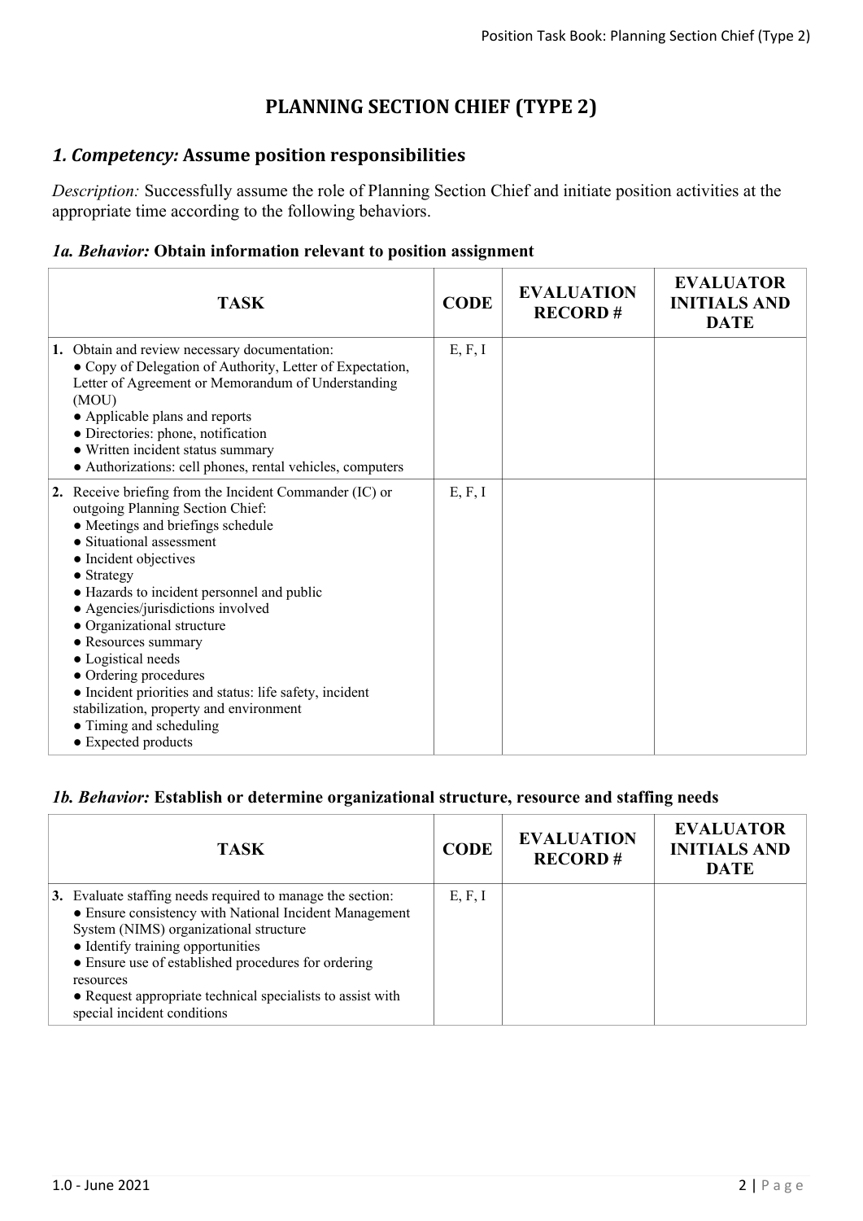# PLANNING SECTION CHIEF (TYPE 2)

## *1. Competency:* Assume position responsibilities

*Description:* Successfully assume the role of Planning Section Chief and initiate position activities at the appropriate time according to the following behaviors.

### *1a. Behavior:* Obtain information relevant to position assignment

| TASK | CODE | EVALUATION RECORD # | EVALUATOR INITIALS AND DATE |
|---|---|---|---|
| **1.** Obtain and review necessary documentation:<br>● Copy of Delegation of Authority, Letter of Expectation, Letter of Agreement or Memorandum of Understanding (MOU)<br>● Applicable plans and reports<br>● Directories: phone, notification<br>● Written incident status summary<br>● Authorizations: cell phones, rental vehicles, computers | E, F, I | | |
| **2.** Receive briefing from the Incident Commander (IC) or outgoing Planning Section Chief:<br>● Meetings and briefings schedule<br>● Situational assessment<br>● Incident objectives<br>● Strategy<br>● Hazards to incident personnel and public<br>● Agencies/jurisdictions involved<br>● Organizational structure<br>● Resources summary<br>● Logistical needs<br>● Ordering procedures<br>● Incident priorities and status: life safety, incident stabilization, property and environment<br>● Timing and scheduling<br>● Expected products | E, F, I | | |

### *1b. Behavior:* Establish or determine organizational structure, resource and staffing needs

| TASK | CODE | EVALUATION RECORD # | EVALUATOR INITIALS AND DATE |
|---|---|---|---|
| **3.** Evaluate staffing needs required to manage the section:<br>● Ensure consistency with National Incident Management System (NIMS) organizational structure<br>● Identify training opportunities<br>● Ensure use of established procedures for ordering resources<br>● Request appropriate technical specialists to assist with special incident conditions | E, F, I | | |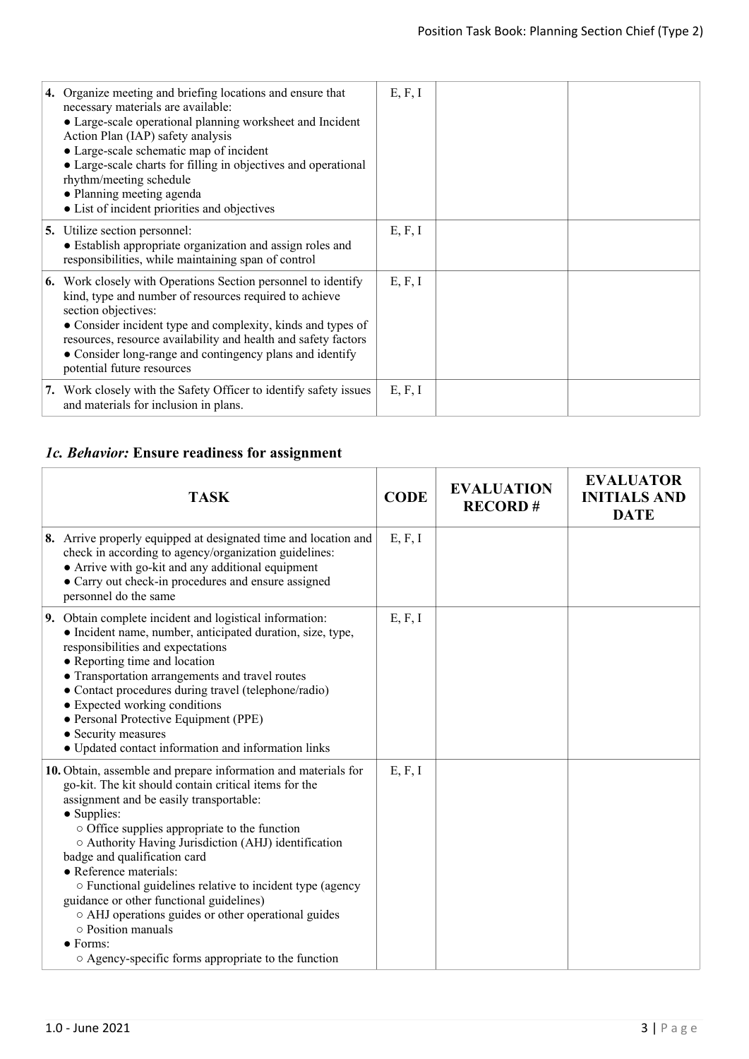| TASK | CODE | EVALUATION RECORD # | EVALUATOR INITIALS AND DATE |
|---|---|---|---|
| **4.** Organize meeting and briefing locations and ensure that necessary materials are available:<br>• Large-scale operational planning worksheet and Incident Action Plan (IAP) safety analysis<br>• Large-scale schematic map of incident<br>• Large-scale charts for filling in objectives and operational rhythm/meeting schedule<br>• Planning meeting agenda<br>• List of incident priorities and objectives | E, F, I | | |
| **5.** Utilize section personnel:<br>• Establish appropriate organization and assign roles and responsibilities, while maintaining span of control | E, F, I | | |
| **6.** Work closely with Operations Section personnel to identify kind, type and number of resources required to achieve section objectives:<br>• Consider incident type and complexity, kinds and types of resources, resource availability and health and safety factors<br>• Consider long-range and contingency plans and identify potential future resources | E, F, I | | |
| **7.** Work closely with the Safety Officer to identify safety issues and materials for inclusion in plans. | E, F, I | | |

### *1c. Behavior:* **Ensure readiness for assignment**

| TASK | CODE | EVALUATION RECORD # | EVALUATOR INITIALS AND DATE |
|---|---|---|---|
| **8.** Arrive properly equipped at designated time and location and check in according to agency/organization guidelines:<br>• Arrive with go-kit and any additional equipment<br>• Carry out check-in procedures and ensure assigned personnel do the same | E, F, I | | |
| **9.** Obtain complete incident and logistical information:<br>• Incident name, number, anticipated duration, size, type, responsibilities and expectations<br>• Reporting time and location<br>• Transportation arrangements and travel routes<br>• Contact procedures during travel (telephone/radio)<br>• Expected working conditions<br>• Personal Protective Equipment (PPE)<br>• Security measures<br>• Updated contact information and information links | E, F, I | | |
| **10.** Obtain, assemble and prepare information and materials for go-kit. The kit should contain critical items for the assignment and be easily transportable:<br>• Supplies:<br>○ Office supplies appropriate to the function<br>○ Authority Having Jurisdiction (AHJ) identification badge and qualification card<br>• Reference materials:<br>○ Functional guidelines relative to incident type (agency guidance or other functional guidelines)<br>○ AHJ operations guides or other operational guides<br>○ Position manuals<br>• Forms:<br>○ Agency-specific forms appropriate to the function | E, F, I | | |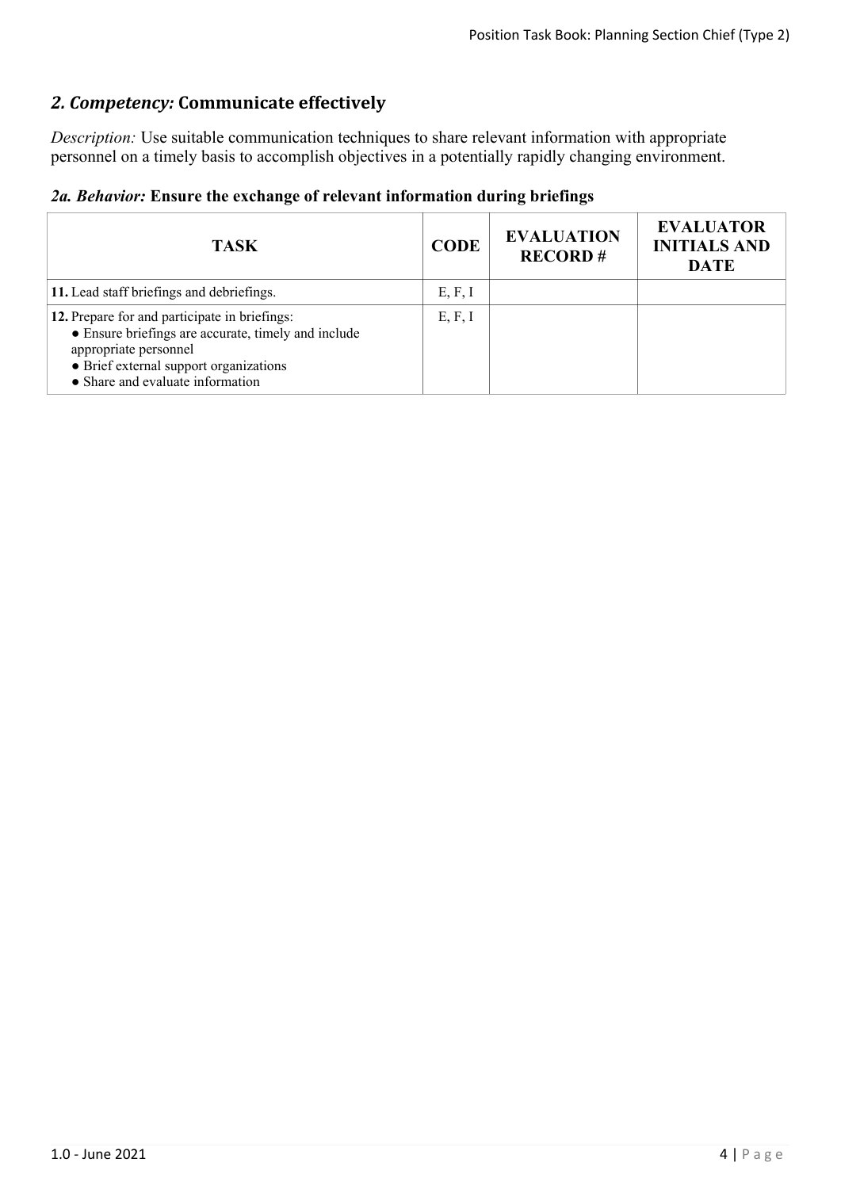## *2. Competency:* Communicate effectively

*Description:* Use suitable communication techniques to share relevant information with appropriate personnel on a timely basis to accomplish objectives in a potentially rapidly changing environment.

### *2a. Behavior:* Ensure the exchange of relevant information during briefings

| TASK | CODE | EVALUATION RECORD # | EVALUATOR INITIALS AND DATE |
|---|---|---|---|
| **11.** Lead staff briefings and debriefings. | E, F, I | | |
| **12.** Prepare for and participate in briefings:<br>● Ensure briefings are accurate, timely and include appropriate personnel<br>● Brief external support organizations<br>● Share and evaluate information | E, F, I | | |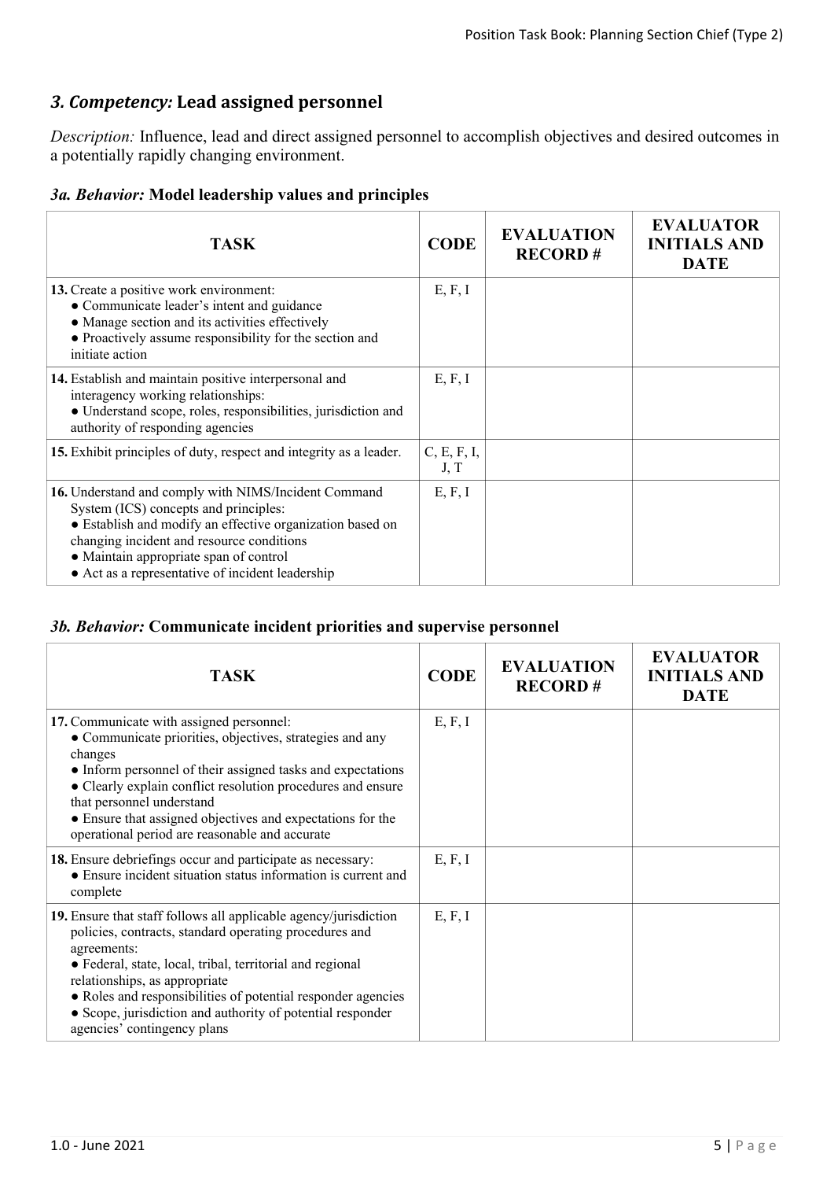## *3. Competency:* Lead assigned personnel

*Description:* Influence, lead and direct assigned personnel to accomplish objectives and desired outcomes in a potentially rapidly changing environment.

### *3a. Behavior:* Model leadership values and principles

| TASK | CODE | EVALUATION RECORD # | EVALUATOR INITIALS AND DATE |
|---|---|---|---|
| **13.** Create a positive work environment:<br>● Communicate leader's intent and guidance<br>● Manage section and its activities effectively<br>● Proactively assume responsibility for the section and initiate action | E, F, I | | |
| **14.** Establish and maintain positive interpersonal and interagency working relationships:<br>● Understand scope, roles, responsibilities, jurisdiction and authority of responding agencies | E, F, I | | |
| **15.** Exhibit principles of duty, respect and integrity as a leader. | C, E, F, I, J, T | | |
| **16.** Understand and comply with NIMS/Incident Command System (ICS) concepts and principles:<br>● Establish and modify an effective organization based on changing incident and resource conditions<br>● Maintain appropriate span of control<br>● Act as a representative of incident leadership | E, F, I | | |

### *3b. Behavior:* Communicate incident priorities and supervise personnel

| TASK | CODE | EVALUATION RECORD # | EVALUATOR INITIALS AND DATE |
|---|---|---|---|
| **17.** Communicate with assigned personnel:<br>● Communicate priorities, objectives, strategies and any changes<br>● Inform personnel of their assigned tasks and expectations<br>● Clearly explain conflict resolution procedures and ensure that personnel understand<br>● Ensure that assigned objectives and expectations for the operational period are reasonable and accurate | E, F, I | | |
| **18.** Ensure debriefings occur and participate as necessary:<br>● Ensure incident situation status information is current and complete | E, F, I | | |
| **19.** Ensure that staff follows all applicable agency/jurisdiction policies, contracts, standard operating procedures and agreements:<br>● Federal, state, local, tribal, territorial and regional relationships, as appropriate<br>● Roles and responsibilities of potential responder agencies<br>● Scope, jurisdiction and authority of potential responder agencies' contingency plans | E, F, I | | |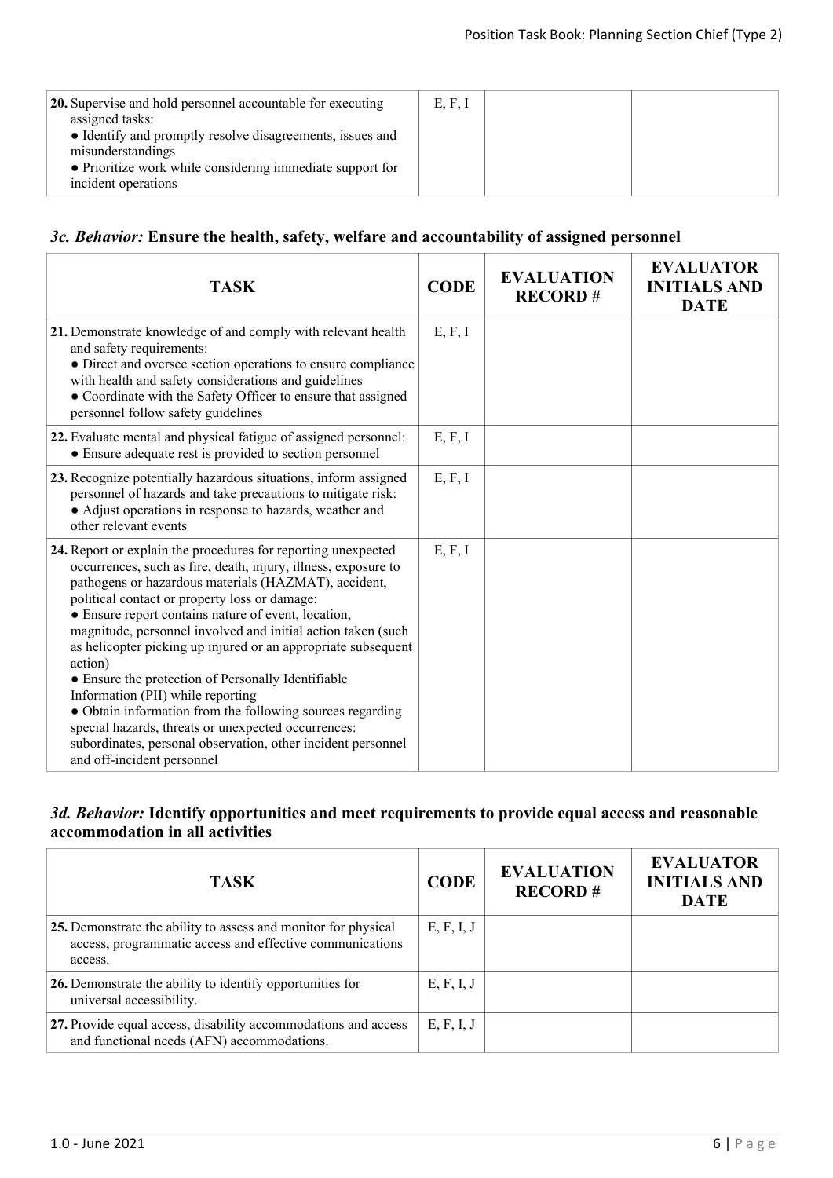| TASK | CODE | EVALUATION RECORD # | EVALUATOR INITIALS AND DATE |
|---|---|---|---|
| **20.** Supervise and hold personnel accountable for executing assigned tasks:<br>● Identify and promptly resolve disagreements, issues and misunderstandings<br>● Prioritize work while considering immediate support for incident operations | E, F, I | | |

### *3c. Behavior:* Ensure the health, safety, welfare and accountability of assigned personnel

| TASK | CODE | EVALUATION RECORD # | EVALUATOR INITIALS AND DATE |
|---|---|---|---|
| **21.** Demonstrate knowledge of and comply with relevant health and safety requirements:<br>● Direct and oversee section operations to ensure compliance with health and safety considerations and guidelines<br>● Coordinate with the Safety Officer to ensure that assigned personnel follow safety guidelines | E, F, I | | |
| **22.** Evaluate mental and physical fatigue of assigned personnel:<br>● Ensure adequate rest is provided to section personnel | E, F, I | | |
| **23.** Recognize potentially hazardous situations, inform assigned personnel of hazards and take precautions to mitigate risk:<br>● Adjust operations in response to hazards, weather and other relevant events | E, F, I | | |
| **24.** Report or explain the procedures for reporting unexpected occurrences, such as fire, death, injury, illness, exposure to pathogens or hazardous materials (HAZMAT), accident, political contact or property loss or damage:<br>● Ensure report contains nature of event, location, magnitude, personnel involved and initial action taken (such as helicopter picking up injured or an appropriate subsequent action)<br>● Ensure the protection of Personally Identifiable Information (PII) while reporting<br>● Obtain information from the following sources regarding special hazards, threats or unexpected occurrences: subordinates, personal observation, other incident personnel and off-incident personnel | E, F, I | | |

### *3d. Behavior:* Identify opportunities and meet requirements to provide equal access and reasonable accommodation in all activities

| TASK | CODE | EVALUATION RECORD # | EVALUATOR INITIALS AND DATE |
|---|---|---|---|
| **25.** Demonstrate the ability to assess and monitor for physical access, programmatic access and effective communications access. | E, F, I, J | | |
| **26.** Demonstrate the ability to identify opportunities for universal accessibility. | E, F, I, J | | |
| **27.** Provide equal access, disability accommodations and access and functional needs (AFN) accommodations. | E, F, I, J | | |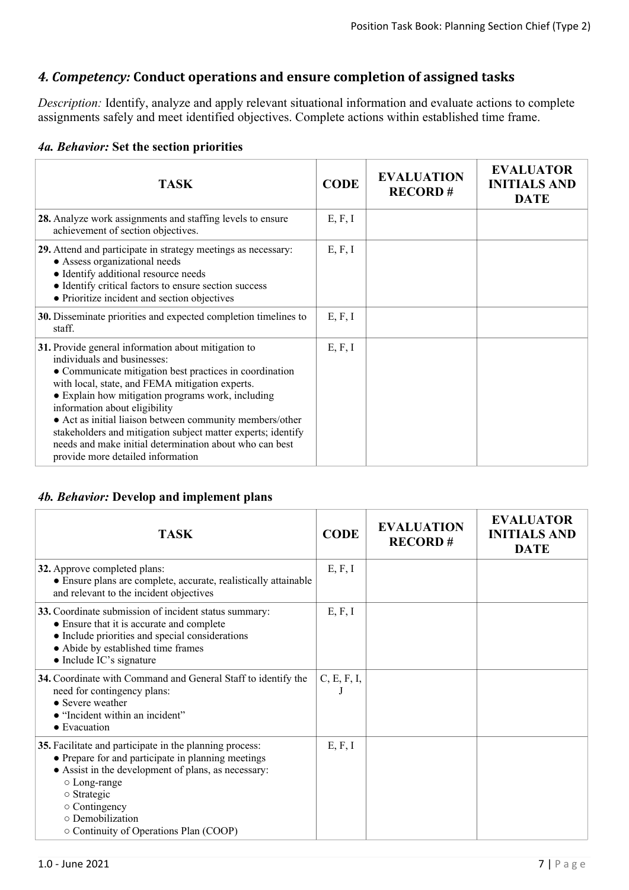## *4. Competency:* Conduct operations and ensure completion of assigned tasks

*Description:* Identify, analyze and apply relevant situational information and evaluate actions to complete assignments safely and meet identified objectives. Complete actions within established time frame.

### *4a. Behavior:* Set the section priorities

| TASK | CODE | EVALUATION RECORD # | EVALUATOR INITIALS AND DATE |
|---|---|---|---|
| **28.** Analyze work assignments and staffing levels to ensure achievement of section objectives. | E, F, I | | |
| **29.** Attend and participate in strategy meetings as necessary:<br>● Assess organizational needs<br>● Identify additional resource needs<br>● Identify critical factors to ensure section success<br>● Prioritize incident and section objectives | E, F, I | | |
| **30.** Disseminate priorities and expected completion timelines to staff. | E, F, I | | |
| **31.** Provide general information about mitigation to individuals and businesses:<br>● Communicate mitigation best practices in coordination with local, state, and FEMA mitigation experts.<br>● Explain how mitigation programs work, including information about eligibility<br>● Act as initial liaison between community members/other stakeholders and mitigation subject matter experts; identify needs and make initial determination about who can best provide more detailed information | E, F, I | | |

### *4b. Behavior:* Develop and implement plans

| TASK | CODE | EVALUATION RECORD # | EVALUATOR INITIALS AND DATE |
|---|---|---|---|
| **32.** Approve completed plans:<br>● Ensure plans are complete, accurate, realistically attainable and relevant to the incident objectives | E, F, I | | |
| **33.** Coordinate submission of incident status summary:<br>● Ensure that it is accurate and complete<br>● Include priorities and special considerations<br>● Abide by established time frames<br>● Include IC's signature | E, F, I | | |
| **34.** Coordinate with Command and General Staff to identify the need for contingency plans:<br>● Severe weather<br>● "Incident within an incident"<br>● Evacuation | C, E, F, I, J | | |
| **35.** Facilitate and participate in the planning process:<br>● Prepare for and participate in planning meetings<br>● Assist in the development of plans, as necessary:<br>○ Long-range<br>○ Strategic<br>○ Contingency<br>○ Demobilization<br>○ Continuity of Operations Plan (COOP) | E, F, I | | |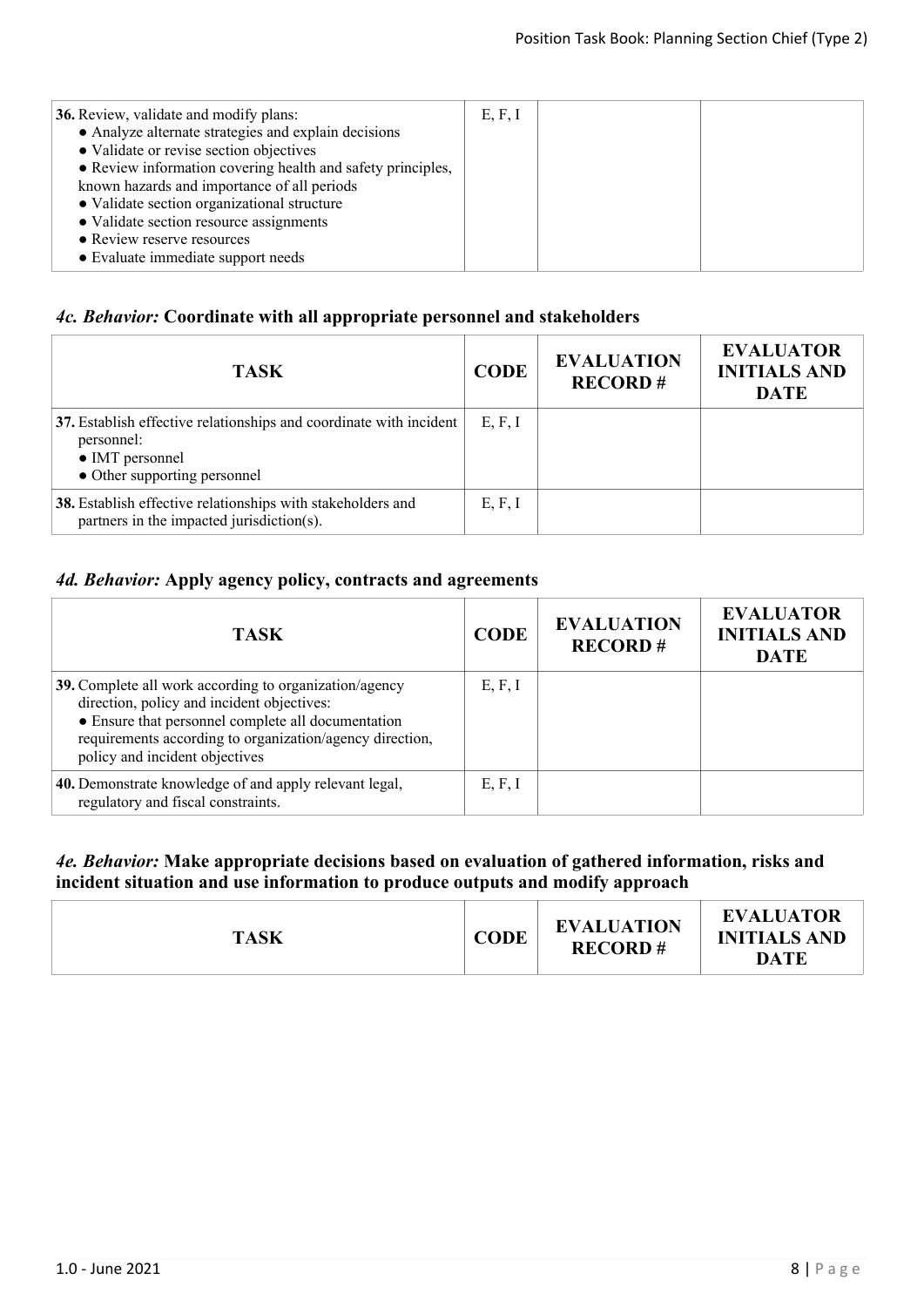| TASK | CODE | EVALUATION RECORD # | EVALUATOR INITIALS AND DATE |
|---|---|---|---|
| **36.** Review, validate and modify plans:<br>● Analyze alternate strategies and explain decisions<br>● Validate or revise section objectives<br>● Review information covering health and safety principles, known hazards and importance of all periods<br>● Validate section organizational structure<br>● Validate section resource assignments<br>● Review reserve resources<br>● Evaluate immediate support needs | E, F, I | | |

### *4c. Behavior:* Coordinate with all appropriate personnel and stakeholders

| TASK | CODE | EVALUATION RECORD # | EVALUATOR INITIALS AND DATE |
|---|---|---|---|
| **37.** Establish effective relationships and coordinate with incident personnel:<br>● IMT personnel<br>● Other supporting personnel | E, F, I | | |
| **38.** Establish effective relationships with stakeholders and partners in the impacted jurisdiction(s). | E, F, I | | |

### *4d. Behavior:* Apply agency policy, contracts and agreements

| TASK | CODE | EVALUATION RECORD # | EVALUATOR INITIALS AND DATE |
|---|---|---|---|
| **39.** Complete all work according to organization/agency direction, policy and incident objectives:<br>● Ensure that personnel complete all documentation requirements according to organization/agency direction, policy and incident objectives | E, F, I | | |
| **40.** Demonstrate knowledge of and apply relevant legal, regulatory and fiscal constraints. | E, F, I | | |

### *4e. Behavior:* Make appropriate decisions based on evaluation of gathered information, risks and incident situation and use information to produce outputs and modify approach

| TASK | CODE | EVALUATION RECORD # | EVALUATOR INITIALS AND DATE |
|---|---|---|---|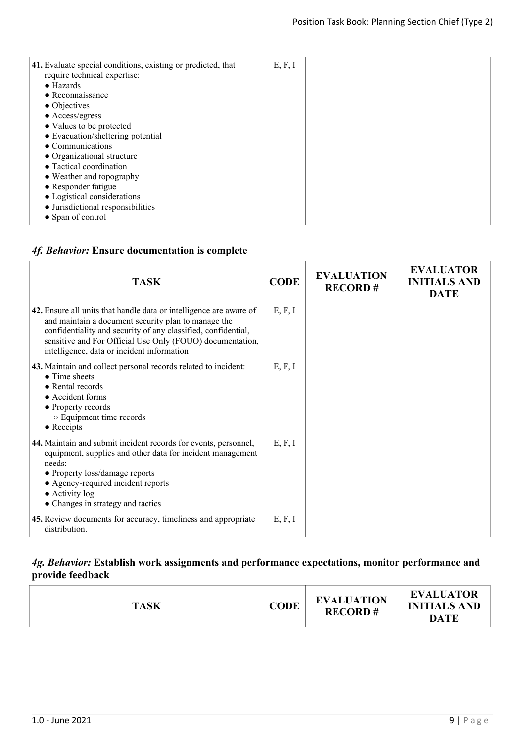| TASK | CODE | EVALUATION RECORD # | EVALUATOR INITIALS AND DATE |
|---|---|---|---|
| **41.** Evaluate special conditions, existing or predicted, that require technical expertise:<br>● Hazards<br>● Reconnaissance<br>● Objectives<br>● Access/egress<br>● Values to be protected<br>● Evacuation/sheltering potential<br>● Communications<br>● Organizational structure<br>● Tactical coordination<br>● Weather and topography<br>● Responder fatigue<br>● Logistical considerations<br>● Jurisdictional responsibilities<br>● Span of control | E, F, I | | |

### *4f. Behavior:* Ensure documentation is complete

| TASK | CODE | EVALUATION RECORD # | EVALUATOR INITIALS AND DATE |
|---|---|---|---|
| **42.** Ensure all units that handle data or intelligence are aware of and maintain a document security plan to manage the confidentiality and security of any classified, confidential, sensitive and For Official Use Only (FOUO) documentation, intelligence, data or incident information | E, F, I | | |
| **43.** Maintain and collect personal records related to incident:<br>● Time sheets<br>● Rental records<br>● Accident forms<br>● Property records<br>○ Equipment time records<br>● Receipts | E, F, I | | |
| **44.** Maintain and submit incident records for events, personnel, equipment, supplies and other data for incident management needs:<br>● Property loss/damage reports<br>● Agency-required incident reports<br>● Activity log<br>● Changes in strategy and tactics | E, F, I | | |
| **45.** Review documents for accuracy, timeliness and appropriate distribution. | E, F, I | | |

### *4g. Behavior:* Establish work assignments and performance expectations, monitor performance and provide feedback

| TASK | CODE | EVALUATION RECORD # | EVALUATOR INITIALS AND DATE |
|---|---|---|---|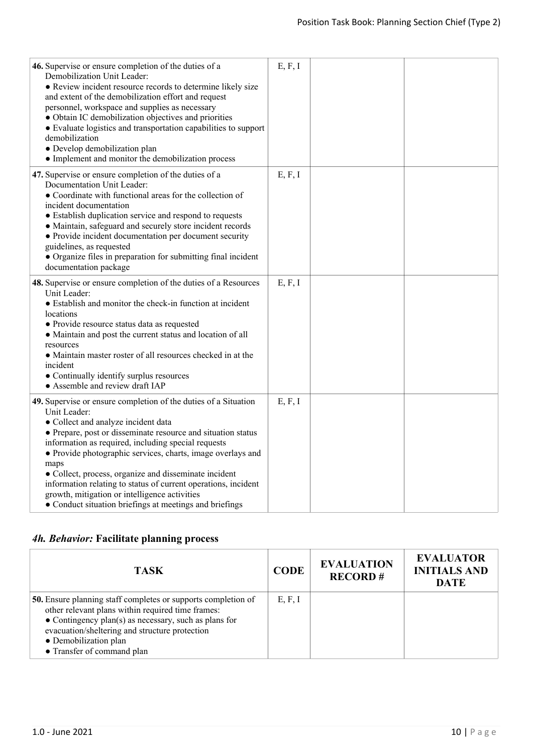| TASK | CODE | EVALUATION RECORD # | EVALUATOR INITIALS AND DATE |
|---|---|---|---|
| **46.** Supervise or ensure completion of the duties of a Demobilization Unit Leader:<br>• Review incident resource records to determine likely size and extent of the demobilization effort and request personnel, workspace and supplies as necessary<br>• Obtain IC demobilization objectives and priorities<br>• Evaluate logistics and transportation capabilities to support demobilization<br>• Develop demobilization plan<br>• Implement and monitor the demobilization process | E, F, I | | |
| **47.** Supervise or ensure completion of the duties of a Documentation Unit Leader:<br>• Coordinate with functional areas for the collection of incident documentation<br>• Establish duplication service and respond to requests<br>• Maintain, safeguard and securely store incident records<br>• Provide incident documentation per document security guidelines, as requested<br>• Organize files in preparation for submitting final incident documentation package | E, F, I | | |
| **48.** Supervise or ensure completion of the duties of a Resources Unit Leader:<br>• Establish and monitor the check-in function at incident locations<br>• Provide resource status data as requested<br>• Maintain and post the current status and location of all resources<br>• Maintain master roster of all resources checked in at the incident<br>• Continually identify surplus resources<br>• Assemble and review draft IAP | E, F, I | | |
| **49.** Supervise or ensure completion of the duties of a Situation Unit Leader:<br>• Collect and analyze incident data<br>• Prepare, post or disseminate resource and situation status information as required, including special requests<br>• Provide photographic services, charts, image overlays and maps<br>• Collect, process, organize and disseminate incident information relating to status of current operations, incident growth, mitigation or intelligence activities<br>• Conduct situation briefings at meetings and briefings | E, F, I | | |

### *4h. Behavior:* **Facilitate planning process**

| TASK | CODE | EVALUATION RECORD # | EVALUATOR INITIALS AND DATE |
|---|---|---|---|
| **50.** Ensure planning staff completes or supports completion of other relevant plans within required time frames:<br>• Contingency plan(s) as necessary, such as plans for evacuation/sheltering and structure protection<br>• Demobilization plan<br>• Transfer of command plan | E, F, I | | |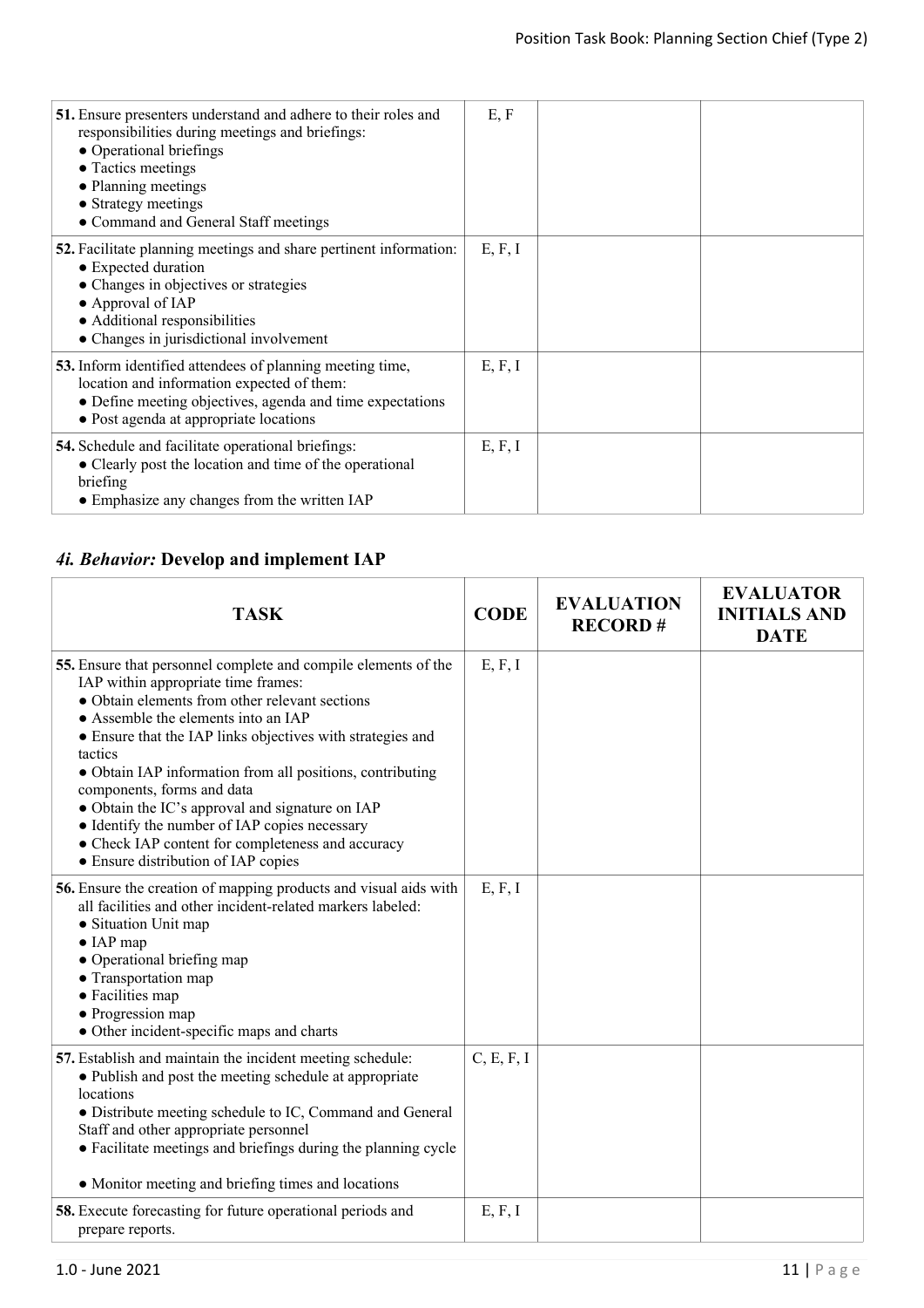| TASK | CODE | EVALUATION RECORD # | EVALUATOR INITIALS AND DATE |
|---|---|---|---|
| **51.** Ensure presenters understand and adhere to their roles and responsibilities during meetings and briefings:<br>● Operational briefings<br>● Tactics meetings<br>● Planning meetings<br>● Strategy meetings<br>● Command and General Staff meetings | E, F | | |
| **52.** Facilitate planning meetings and share pertinent information:<br>● Expected duration<br>● Changes in objectives or strategies<br>● Approval of IAP<br>● Additional responsibilities<br>● Changes in jurisdictional involvement | E, F, I | | |
| **53.** Inform identified attendees of planning meeting time, location and information expected of them:<br>● Define meeting objectives, agenda and time expectations<br>● Post agenda at appropriate locations | E, F, I | | |
| **54.** Schedule and facilitate operational briefings:<br>● Clearly post the location and time of the operational briefing<br>● Emphasize any changes from the written IAP | E, F, I | | |

### *4i. Behavior:* Develop and implement IAP

| TASK | CODE | EVALUATION RECORD # | EVALUATOR INITIALS AND DATE |
|---|---|---|---|
| **55.** Ensure that personnel complete and compile elements of the IAP within appropriate time frames:<br>● Obtain elements from other relevant sections<br>● Assemble the elements into an IAP<br>● Ensure that the IAP links objectives with strategies and tactics<br>● Obtain IAP information from all positions, contributing components, forms and data<br>● Obtain the IC's approval and signature on IAP<br>● Identify the number of IAP copies necessary<br>● Check IAP content for completeness and accuracy<br>● Ensure distribution of IAP copies | E, F, I | | |
| **56.** Ensure the creation of mapping products and visual aids with all facilities and other incident-related markers labeled:<br>● Situation Unit map<br>● IAP map<br>● Operational briefing map<br>● Transportation map<br>● Facilities map<br>● Progression map<br>● Other incident-specific maps and charts | E, F, I | | |
| **57.** Establish and maintain the incident meeting schedule:<br>● Publish and post the meeting schedule at appropriate locations<br>● Distribute meeting schedule to IC, Command and General Staff and other appropriate personnel<br>● Facilitate meetings and briefings during the planning cycle<br>● Monitor meeting and briefing times and locations | C, E, F, I | | |
| **58.** Execute forecasting for future operational periods and prepare reports. | E, F, I | | |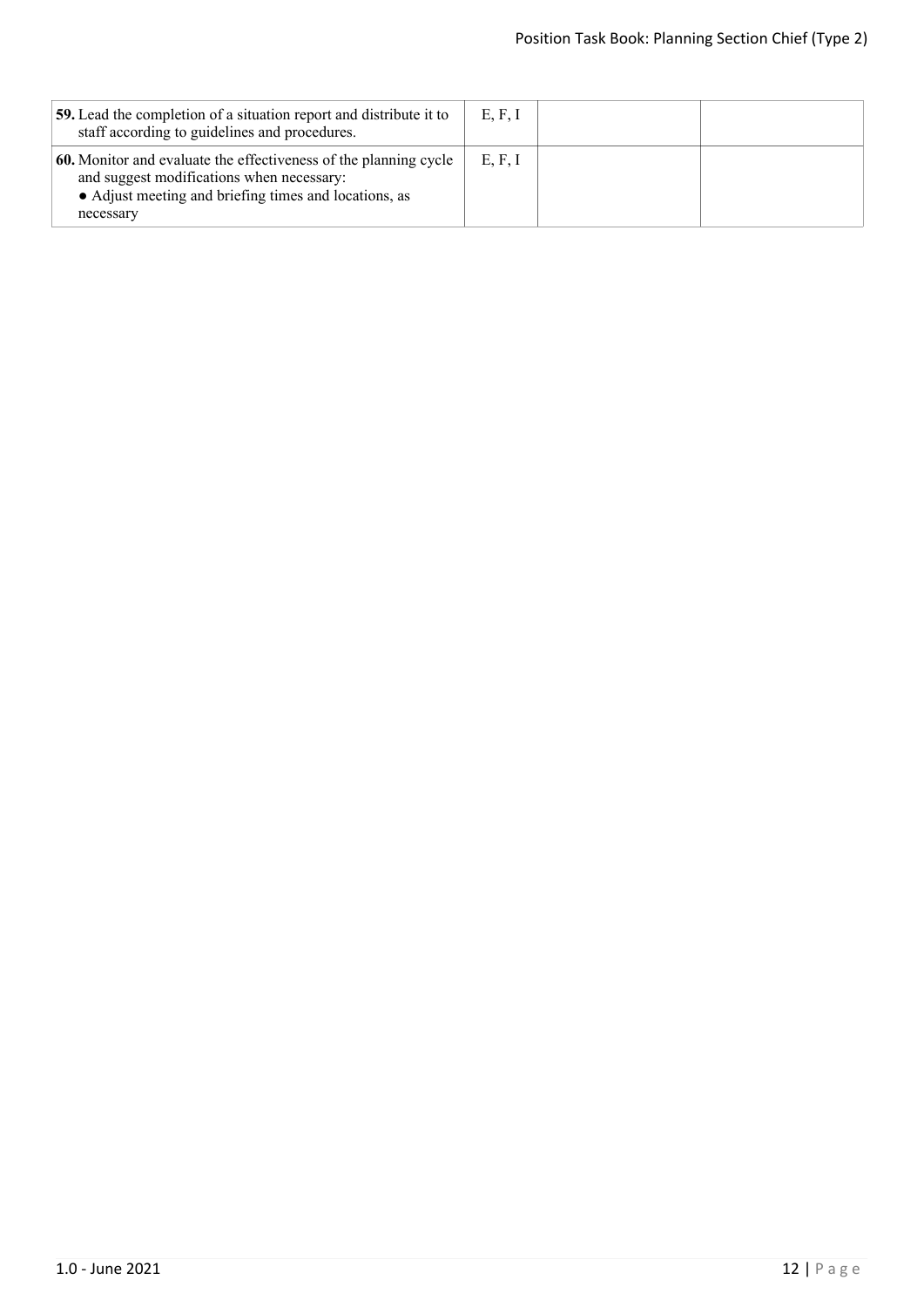| | | | |
|---|---|---|---|
| **59.** Lead the completion of a situation report and distribute it to staff according to guidelines and procedures. | E, F, I | | |
| **60.** Monitor and evaluate the effectiveness of the planning cycle and suggest modifications when necessary:<br>● Adjust meeting and briefing times and locations, as necessary | E, F, I | | |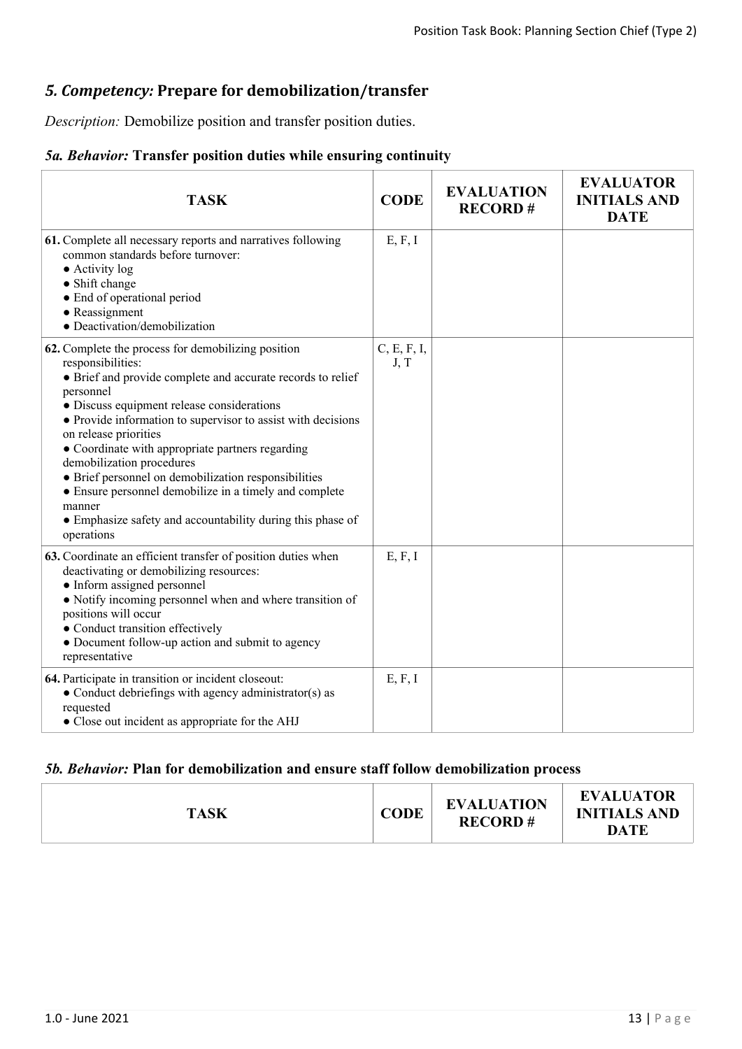## *5. Competency:* Prepare for demobilization/transfer

*Description:* Demobilize position and transfer position duties.

### *5a. Behavior:* Transfer position duties while ensuring continuity

| TASK | CODE | EVALUATION RECORD # | EVALUATOR INITIALS AND DATE |
|---|---|---|---|
| **61.** Complete all necessary reports and narratives following common standards before turnover:<br>● Activity log<br>● Shift change<br>● End of operational period<br>● Reassignment<br>● Deactivation/demobilization | E, F, I | | |
| **62.** Complete the process for demobilizing position responsibilities:<br>● Brief and provide complete and accurate records to relief personnel<br>● Discuss equipment release considerations<br>● Provide information to supervisor to assist with decisions on release priorities<br>● Coordinate with appropriate partners regarding demobilization procedures<br>● Brief personnel on demobilization responsibilities<br>● Ensure personnel demobilize in a timely and complete manner<br>● Emphasize safety and accountability during this phase of operations | C, E, F, I, J, T | | |
| **63.** Coordinate an efficient transfer of position duties when deactivating or demobilizing resources:<br>● Inform assigned personnel<br>● Notify incoming personnel when and where transition of positions will occur<br>● Conduct transition effectively<br>● Document follow-up action and submit to agency representative | E, F, I | | |
| **64.** Participate in transition or incident closeout:<br>● Conduct debriefings with agency administrator(s) as requested<br>● Close out incident as appropriate for the AHJ | E, F, I | | |

### *5b. Behavior:* Plan for demobilization and ensure staff follow demobilization process

| TASK | CODE | EVALUATION RECORD # | EVALUATOR INITIALS AND DATE |
|---|---|---|---|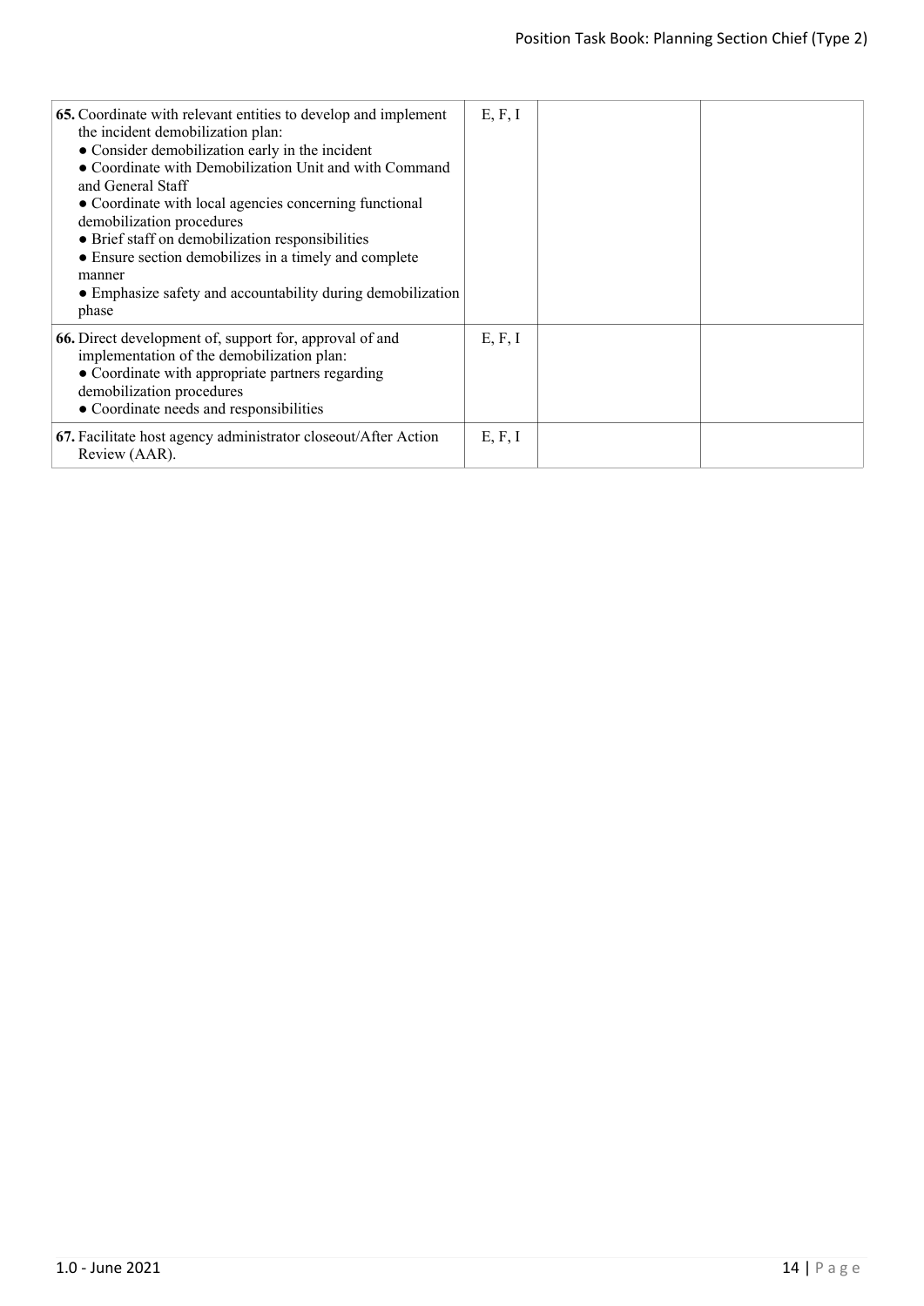| | | | |
|---|---|---|---|
| **65.** Coordinate with relevant entities to develop and implement the incident demobilization plan:<br>● Consider demobilization early in the incident<br>● Coordinate with Demobilization Unit and with Command and General Staff<br>● Coordinate with local agencies concerning functional demobilization procedures<br>● Brief staff on demobilization responsibilities<br>● Ensure section demobilizes in a timely and complete manner<br>● Emphasize safety and accountability during demobilization phase | E, F, I | | |
| **66.** Direct development of, support for, approval of and implementation of the demobilization plan:<br>● Coordinate with appropriate partners regarding demobilization procedures<br>● Coordinate needs and responsibilities | E, F, I | | |
| **67.** Facilitate host agency administrator closeout/After Action Review (AAR). | E, F, I | | |

1.0 - June 2021